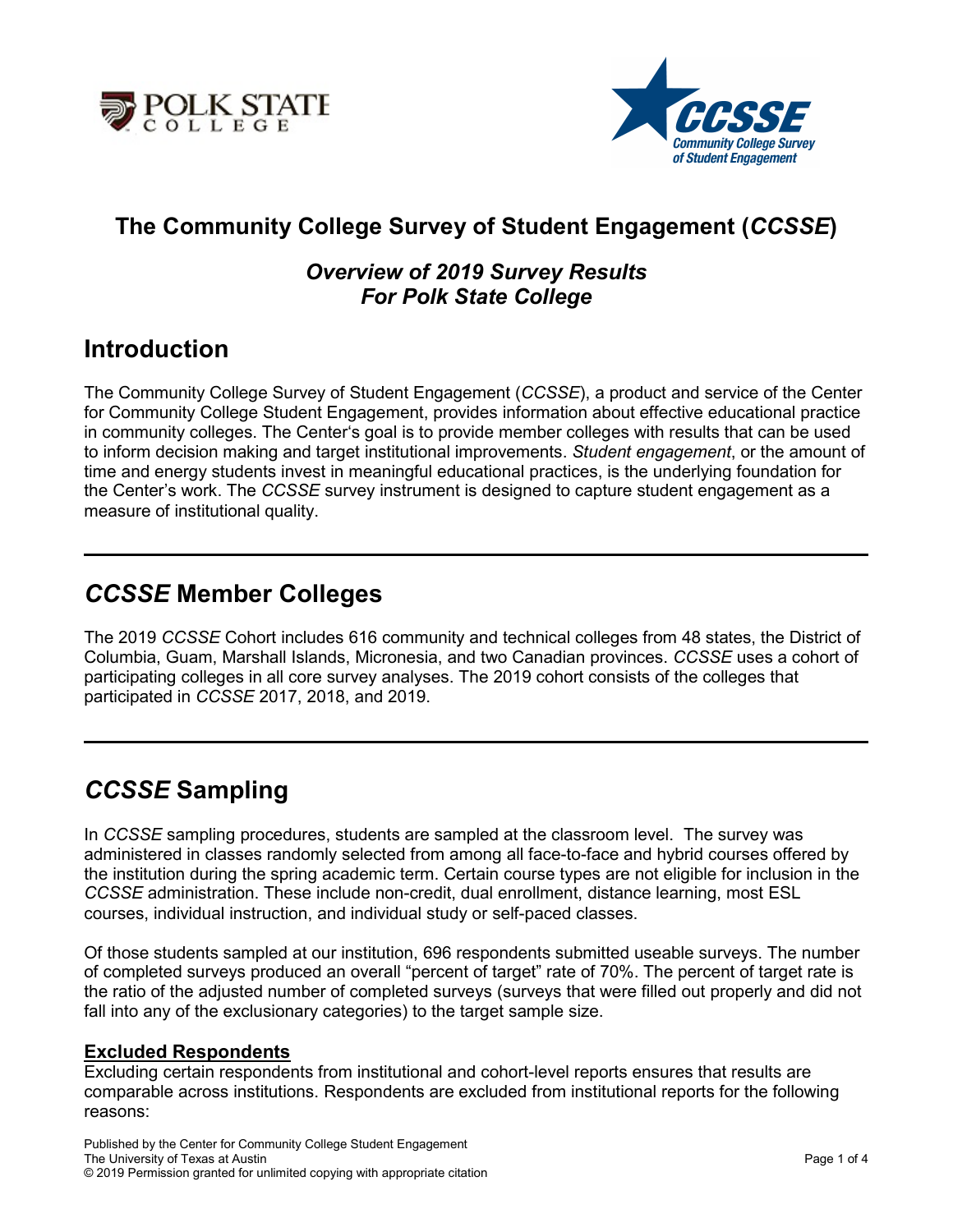# The Community College Survey of Student Engagement (*CCSSE*)

## *Overview of 2019 Survey Results For Polk State College*

## Introduction

The Community College Survey of Student Engagement (*CCSSE*), a product and service of the Center for Community College Student Engagement, provides information about effective educational practice in community colleges. The Center's goal is to provide member colleges with results that can be used to inform decision making and target institutional improvements. *Student engagement*, or the amount of time and energy students invest in meaningful educational practices, is the underlying foundation for the Center's work. The *CCSSE* survey instrument is designed to capture student engagement as a measure of institutional quality.

---

## *CCSSE* Member Colleges

The 2019 *CCSSE* Cohort includes 616 community and technical colleges from 48 states, the District of Columbia, Guam, Marshall Islands, Micronesia, and two Canadian provinces. *CCSSE* uses a cohort of participating colleges in all core survey analyses. The 2019 cohort consists of the colleges that participated in *CCSSE* 2017, 2018, and 2019.

---

## *CCSSE* Sampling

In *CCSSE* sampling procedures, students are sampled at the classroom level. The survey was administered in classes randomly selected from among all face-to-face and hybrid courses offered by the institution during the spring academic term. Certain course types are not eligible for inclusion in the *CCSSE* administration. These include non-credit, dual enrollment, distance learning, most ESL courses, individual instruction, and individual study or self-paced classes.

Of those students sampled at our institution, 696 respondents submitted useable surveys. The number of completed surveys produced an overall "percent of target" rate of 70%. The percent of target rate is the ratio of the adjusted number of completed surveys (surveys that were filled out properly and did not fall into any of the exclusionary categories) to the target sample size.

### Excluded Respondents

Excluding certain respondents from institutional and cohort-level reports ensures that results are comparable across institutions. Respondents are excluded from institutional reports for the following reasons: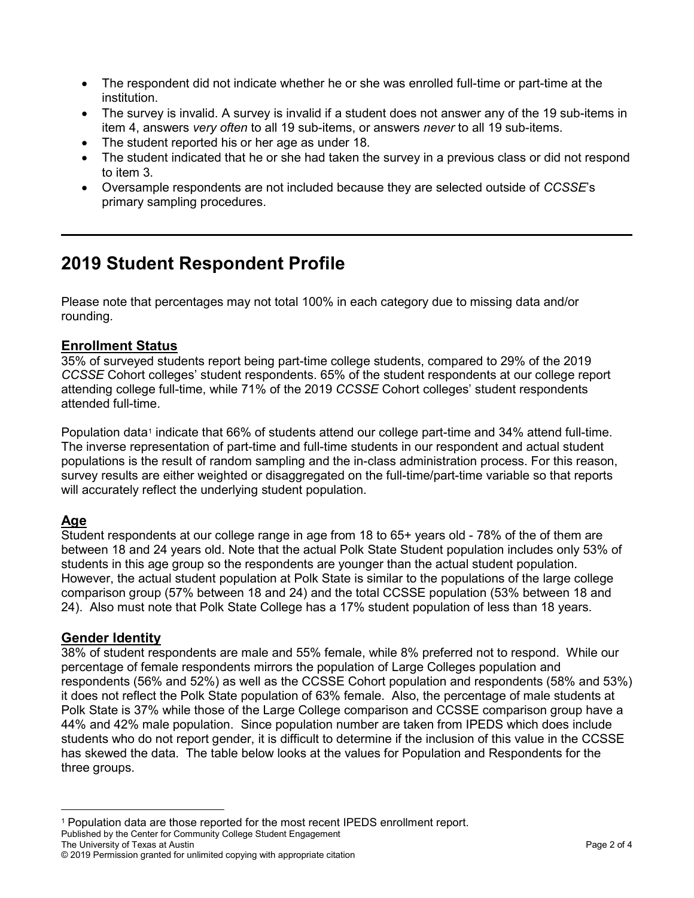- The respondent did not indicate whether he or she was enrolled full-time or part-time at the institution.
- The survey is invalid. A survey is invalid if a student does not answer any of the 19 sub-items in item 4, answers *very often* to all 19 sub-items, or answers *never* to all 19 sub-items.
- The student reported his or her age as under 18.
- The student indicated that he or she had taken the survey in a previous class or did not respond to item 3.
- Oversample respondents are not included because they are selected outside of *CCSSE*'s primary sampling procedures.

---

## 2019 Student Respondent Profile

Please note that percentages may not total 100% in each category due to missing data and/or rounding.

### Enrollment Status

35% of surveyed students report being part-time college students, compared to 29% of the 2019 *CCSSE* Cohort colleges' student respondents. 65% of the student respondents at our college report attending college full-time, while 71% of the 2019 *CCSSE* Cohort colleges' student respondents attended full-time.

Population data[1] indicate that 66% of students attend our college part-time and 34% attend full-time. The inverse representation of part-time and full-time students in our respondent and actual student populations is the result of random sampling and the in-class administration process. For this reason, survey results are either weighted or disaggregated on the full-time/part-time variable so that reports will accurately reflect the underlying student population.

### Age

Student respondents at our college range in age from 18 to 65+ years old - 78% of the of them are between 18 and 24 years old. Note that the actual Polk State Student population includes only 53% of students in this age group so the respondents are younger than the actual student population. However, the actual student population at Polk State is similar to the populations of the large college comparison group (57% between 18 and 24) and the total CCSSE population (53% between 18 and 24). Also must note that Polk State College has a 17% student population of less than 18 years.

### Gender Identity

38% of student respondents are male and 55% female, while 8% preferred not to respond. While our percentage of female respondents mirrors the population of Large Colleges population and respondents (56% and 52%) as well as the CCSSE Cohort population and respondents (58% and 53%) it does not reflect the Polk State population of 63% female. Also, the percentage of male students at Polk State is 37% while those of the Large College comparison and CCSSE comparison group have a 44% and 42% male population. Since population number are taken from IPEDS which does include students who do not report gender, it is difficult to determine if the inclusion of this value in the CCSSE has skewed the data. The table below looks at the values for Population and Respondents for the three groups.

---

[1] Population data are those reported for the most recent IPEDS enrollment report.

Published by the Center for Community College Student Engagement
The University of Texas at Austin
© 2019 Permission granted for unlimited copying with appropriate citation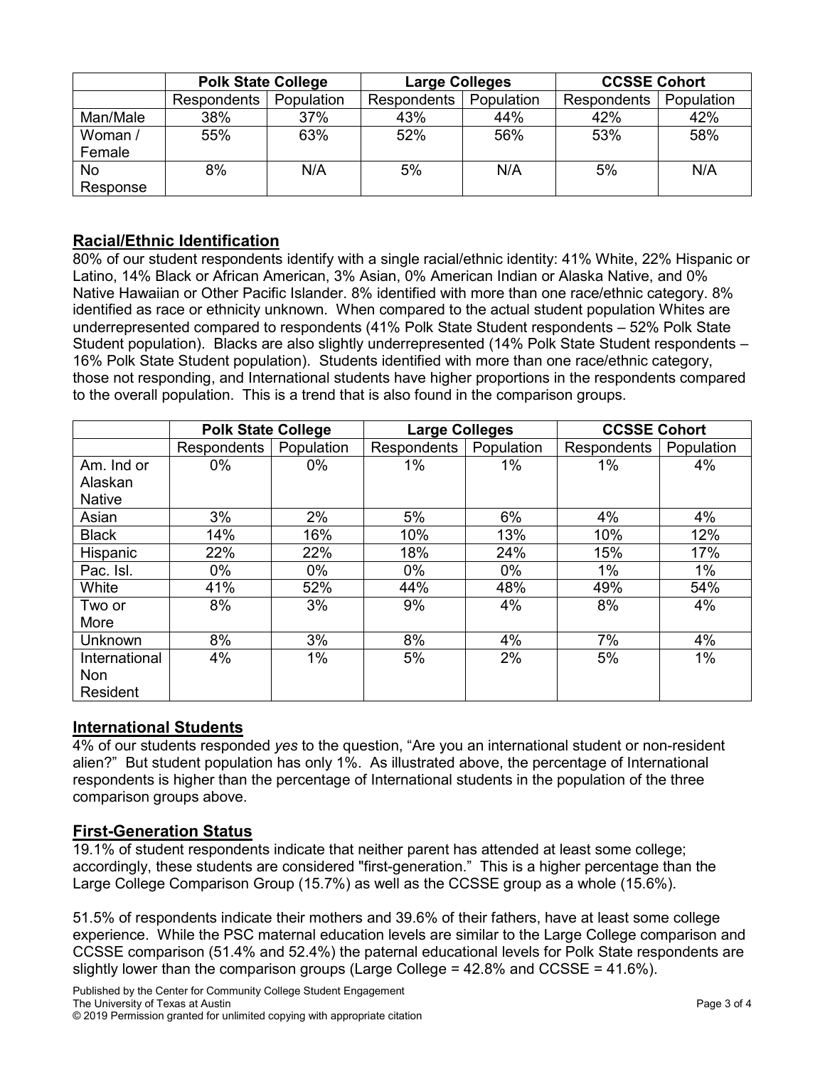| | Polk State College | | Large Colleges | | CCSSE Cohort | |
|---|---|---|---|---|---|---|
| | Respondents | Population | Respondents | Population | Respondents | Population |
| Man/Male | 38% | 37% | 43% | 44% | 42% | 42% |
| Woman / Female | 55% | 63% | 52% | 56% | 53% | 58% |
| No Response | 8% | N/A | 5% | N/A | 5% | N/A |

## Racial/Ethnic Identification

80% of our student respondents identify with a single racial/ethnic identity: 41% White, 22% Hispanic or Latino, 14% Black or African American, 3% Asian, 0% American Indian or Alaska Native, and 0% Native Hawaiian or Other Pacific Islander. 8% identified with more than one race/ethnic category. 8% identified as race or ethnicity unknown. When compared to the actual student population Whites are underrepresented compared to respondents (41% Polk State Student respondents – 52% Polk State Student population). Blacks are also slightly underrepresented (14% Polk State Student respondents – 16% Polk State Student population). Students identified with more than one race/ethnic category, those not responding, and International students have higher proportions in the respondents compared to the overall population. This is a trend that is also found in the comparison groups.

| | Polk State College | | Large Colleges | | CCSSE Cohort | |
|---|---|---|---|---|---|---|
| | Respondents | Population | Respondents | Population | Respondents | Population |
| Am. Ind or Alaskan Native | 0% | 0% | 1% | 1% | 1% | 4% |
| Asian | 3% | 2% | 5% | 6% | 4% | 4% |
| Black | 14% | 16% | 10% | 13% | 10% | 12% |
| Hispanic | 22% | 22% | 18% | 24% | 15% | 17% |
| Pac. Isl. | 0% | 0% | 0% | 0% | 1% | 1% |
| White | 41% | 52% | 44% | 48% | 49% | 54% |
| Two or More | 8% | 3% | 9% | 4% | 8% | 4% |
| Unknown | 8% | 3% | 8% | 4% | 7% | 4% |
| International Non Resident | 4% | 1% | 5% | 2% | 5% | 1% |

## International Students

4% of our students responded *yes* to the question, "Are you an international student or non-resident alien?" But student population has only 1%. As illustrated above, the percentage of International respondents is higher than the percentage of International students in the population of the three comparison groups above.

## First-Generation Status

19.1% of student respondents indicate that neither parent has attended at least some college; accordingly, these students are considered "first-generation." This is a higher percentage than the Large College Comparison Group (15.7%) as well as the CCSSE group as a whole (15.6%).

51.5% of respondents indicate their mothers and 39.6% of their fathers, have at least some college experience. While the PSC maternal education levels are similar to the Large College comparison and CCSSE comparison (51.4% and 52.4%) the paternal educational levels for Polk State respondents are slightly lower than the comparison groups (Large College = 42.8% and CCSSE = 41.6%).

Published by the Center for Community College Student Engagement
The University of Texas at Austin
© 2019 Permission granted for unlimited copying with appropriate citation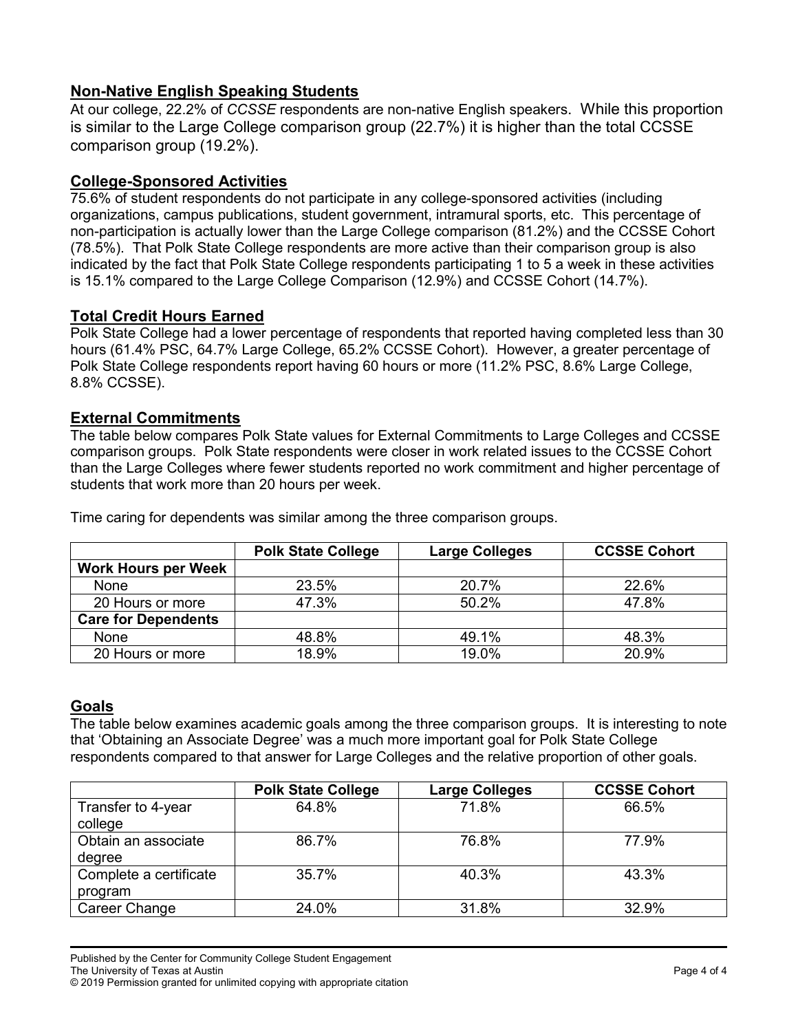## Non-Native English Speaking Students

At our college, 22.2% of *CCSSE* respondents are non-native English speakers. While this proportion is similar to the Large College comparison group (22.7%) it is higher than the total CCSSE comparison group (19.2%).

## College-Sponsored Activities

75.6% of student respondents do not participate in any college-sponsored activities (including organizations, campus publications, student government, intramural sports, etc. This percentage of non-participation is actually lower than the Large College comparison (81.2%) and the CCSSE Cohort (78.5%). That Polk State College respondents are more active than their comparison group is also indicated by the fact that Polk State College respondents participating 1 to 5 a week in these activities is 15.1% compared to the Large College Comparison (12.9%) and CCSSE Cohort (14.7%).

## Total Credit Hours Earned

Polk State College had a lower percentage of respondents that reported having completed less than 30 hours (61.4% PSC, 64.7% Large College, 65.2% CCSSE Cohort). However, a greater percentage of Polk State College respondents report having 60 hours or more (11.2% PSC, 8.6% Large College, 8.8% CCSSE).

## External Commitments

The table below compares Polk State values for External Commitments to Large Colleges and CCSSE comparison groups. Polk State respondents were closer in work related issues to the CCSSE Cohort than the Large Colleges where fewer students reported no work commitment and higher percentage of students that work more than 20 hours per week.

Time caring for dependents was similar among the three comparison groups.

| | Polk State College | Large Colleges | CCSSE Cohort |
|---|---|---|---|
| **Work Hours per Week** | | | |
| None | 23.5% | 20.7% | 22.6% |
| 20 Hours or more | 47.3% | 50.2% | 47.8% |
| **Care for Dependents** | | | |
| None | 48.8% | 49.1% | 48.3% |
| 20 Hours or more | 18.9% | 19.0% | 20.9% |

## Goals

The table below examines academic goals among the three comparison groups. It is interesting to note that 'Obtaining an Associate Degree' was a much more important goal for Polk State College respondents compared to that answer for Large Colleges and the relative proportion of other goals.

| | Polk State College | Large Colleges | CCSSE Cohort |
|---|---|---|---|
| Transfer to 4-year college | 64.8% | 71.8% | 66.5% |
| Obtain an associate degree | 86.7% | 76.8% | 77.9% |
| Complete a certificate program | 35.7% | 40.3% | 43.3% |
| Career Change | 24.0% | 31.8% | 32.9% |

Published by the Center for Community College Student Engagement
The University of Texas at Austin
© 2019 Permission granted for unlimited copying with appropriate citation